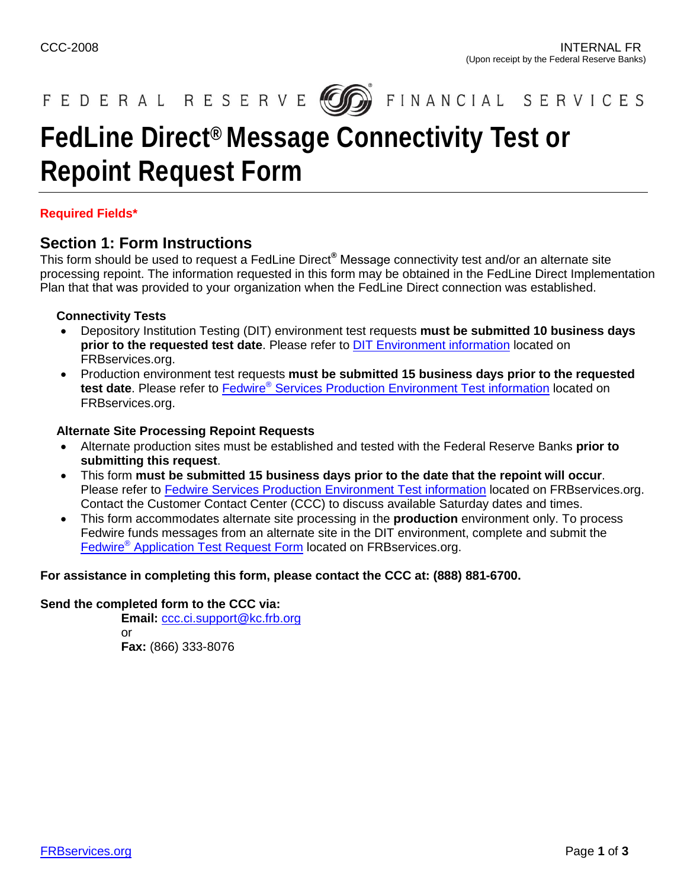CCC-2008

INTERNAL FR
(Upon receipt by the Federal Reserve Banks)

FEDERAL RESERVE FINANCIAL SERVICES

# FedLine Direct® Message Connectivity Test or Repoint Request Form

**Required Fields***

## Section 1: Form Instructions

This form should be used to request a FedLine Direct® Message connectivity test and/or an alternate site processing repoint. The information requested in this form may be obtained in the FedLine Direct Implementation Plan that that was provided to your organization when the FedLine Direct connection was established.

### Connectivity Tests

- Depository Institution Testing (DIT) environment test requests **must be submitted 10 business days prior to the requested test date**. Please refer to DIT Environment information located on FRBservices.org.
- Production environment test requests **must be submitted 15 business days prior to the requested test date**. Please refer to Fedwire® Services Production Environment Test information located on FRBservices.org.

### Alternate Site Processing Repoint Requests

- Alternate production sites must be established and tested with the Federal Reserve Banks **prior to submitting this request**.
- This form **must be submitted 15 business days prior to the date that the repoint will occur**. Please refer to Fedwire Services Production Environment Test information located on FRBservices.org. Contact the Customer Contact Center (CCC) to discuss available Saturday dates and times.
- This form accommodates alternate site processing in the **production** environment only. To process Fedwire funds messages from an alternate site in the DIT environment, complete and submit the Fedwire® Application Test Request Form located on FRBservices.org.

**For assistance in completing this form, please contact the CCC at: (888) 881-6700.**

**Send the completed form to the CCC via:**

**Email:** ccc.ci.support@kc.frb.org
or
**Fax:** (866) 333-8076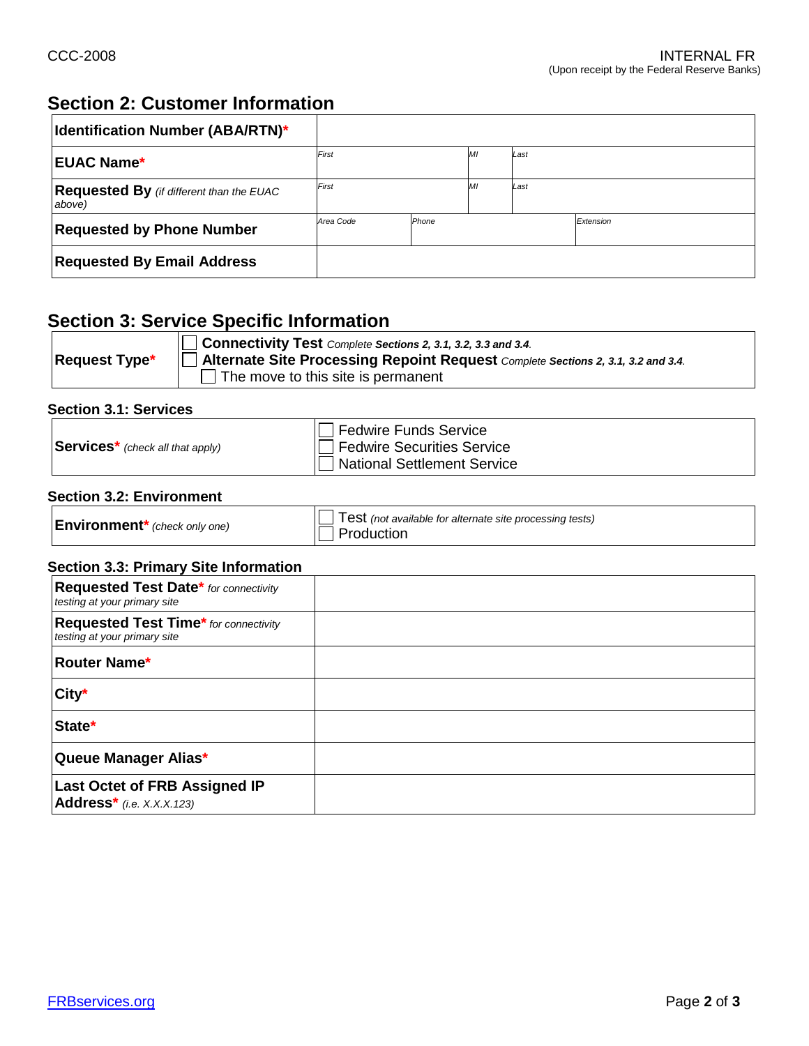## Section 2: Customer Information

| | | | | |
|---|---|---|---|---|
| **Identification Number (ABA/RTN)*** | | | | |
| **EUAC Name*** | *First* | *MI* | *Last* | |
| **Requested By** *(if different than the EUAC above)* | *First* | *MI* | *Last* | |
| **Requested by Phone Number** | *Area Code* | *Phone* | | *Extension* |
| **Requested By Email Address** | | | | |

## Section 3: Service Specific Information

| | |
|---|---|
| **Request Type*** | ☐ **Connectivity Test** *Complete **Sections 2, 3.1, 3.2, 3.3 and 3.4**.*<br>☐ **Alternate Site Processing Repoint Request** *Complete **Sections 2, 3.1, 3.2 and 3.4**.*<br>☐ The move to this site is permanent |

### Section 3.1: Services

| | |
|---|---|
| **Services*** *(check all that apply)* | ☐ Fedwire Funds Service<br>☐ Fedwire Securities Service<br>☐ National Settlement Service |

### Section 3.2: Environment

| | |
|---|---|
| **Environment*** *(check only one)* | ☐ Test *(not available for alternate site processing tests)*<br>☐ Production |

### Section 3.3: Primary Site Information

| | |
|---|---|
| **Requested Test Date*** *for connectivity testing at your primary site* | |
| **Requested Test Time*** *for connectivity testing at your primary site* | |
| **Router Name*** | |
| **City*** | |
| **State*** | |
| **Queue Manager Alias*** | |
| **Last Octet of FRB Assigned IP Address*** *(i.e. X.X.X.123)* | |

FRBservices.org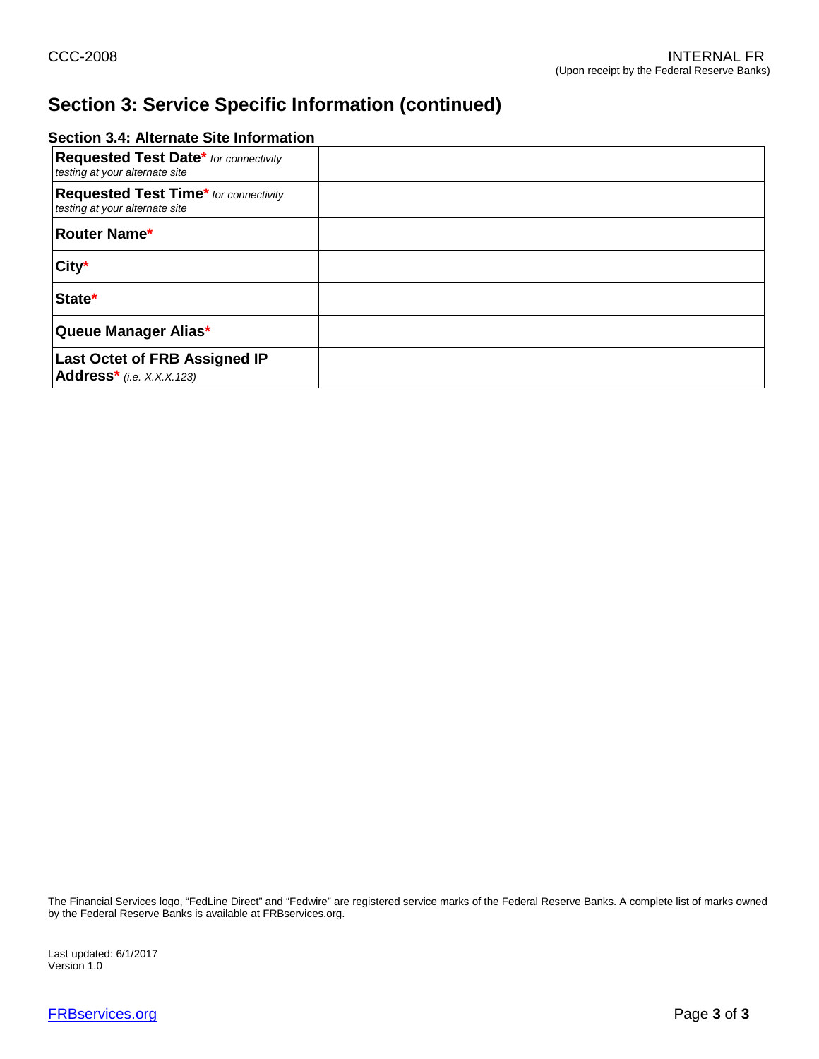## Section 3: Service Specific Information (continued)

### Section 3.4: Alternate Site Information

| | |
|---|---|
| **Requested Test Date*** *for connectivity testing at your alternate site* | |
| **Requested Test Time*** *for connectivity testing at your alternate site* | |
| **Router Name*** | |
| **City*** | |
| **State*** | |
| **Queue Manager Alias*** | |
| **Last Octet of FRB Assigned IP Address*** *(i.e. X.X.X.123)* | |

The Financial Services logo, "FedLine Direct" and "Fedwire" are registered service marks of the Federal Reserve Banks. A complete list of marks owned by the Federal Reserve Banks is available at FRBservices.org.

Last updated: 6/1/2017
Version 1.0